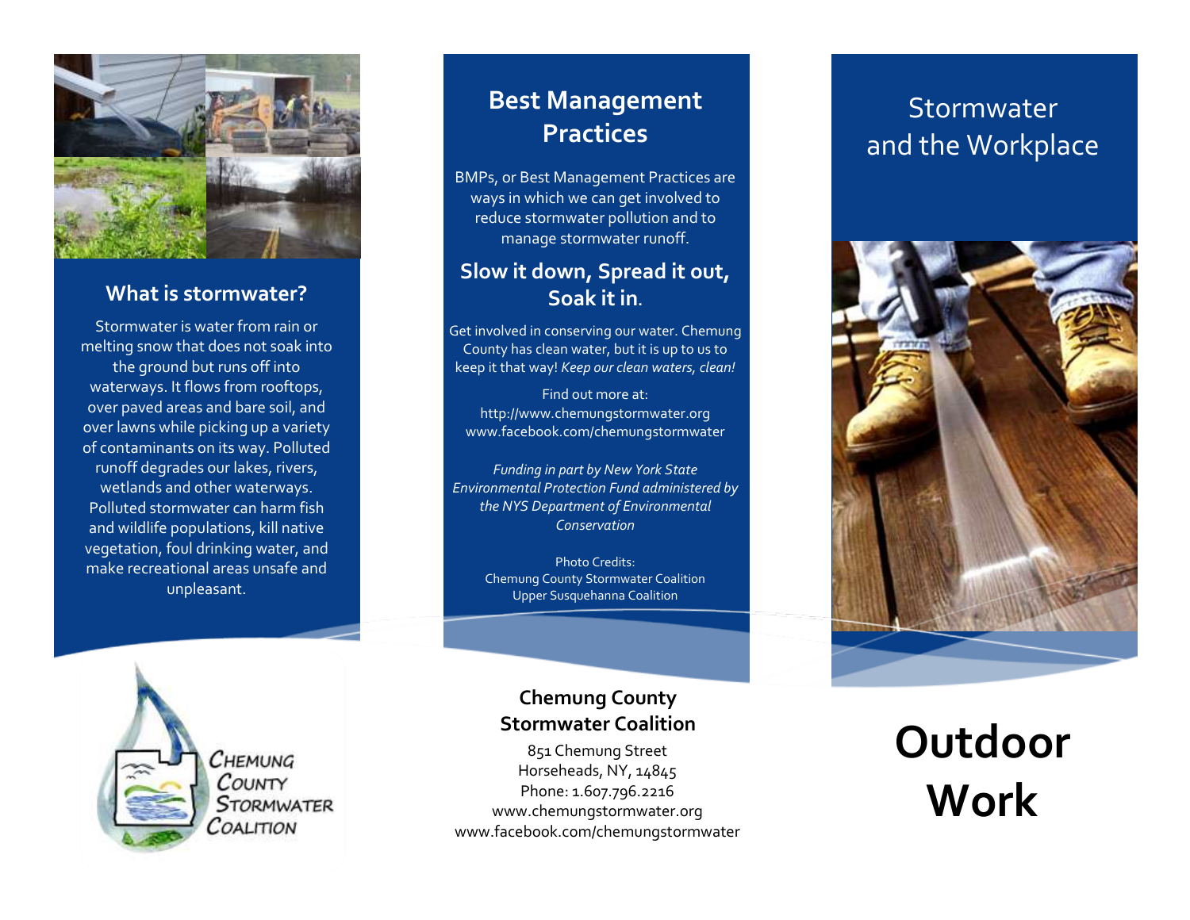# Stormwater and the Workplace

# Outdoor Work

## What is stormwater?

Stormwater is water from rain or melting snow that does not soak into the ground but runs off into waterways. It flows from rooftops, over paved areas and bare soil, and over lawns while picking up a variety of contaminants on its way. Polluted runoff degrades our lakes, rivers, wetlands and other waterways. Polluted stormwater can harm fish and wildlife populations, kill native vegetation, foul drinking water, and make recreational areas unsafe and unpleasant.

CHEMUNG COUNTY STORMWATER COALITION

## Best Management Practices

BMPs, or Best Management Practices are ways in which we can get involved to reduce stormwater pollution and to manage stormwater runoff.

### Slow it down, Spread it out, Soak it in.

Get involved in conserving our water. Chemung County has clean water, but it is up to us to keep it that way! *Keep our clean waters, clean!*

Find out more at:
http://www.chemungstormwater.org
www.facebook.com/chemungstormwater

*Funding in part by New York State Environmental Protection Fund administered by the NYS Department of Environmental Conservation*

Photo Credits:
Chemung County Stormwater Coalition
Upper Susquehanna Coalition

**Chemung County Stormwater Coalition**

851 Chemung Street
Horseheads, NY, 14845
Phone: 1.607.796.2216
www.chemungstormwater.org
www.facebook.com/chemungstormwater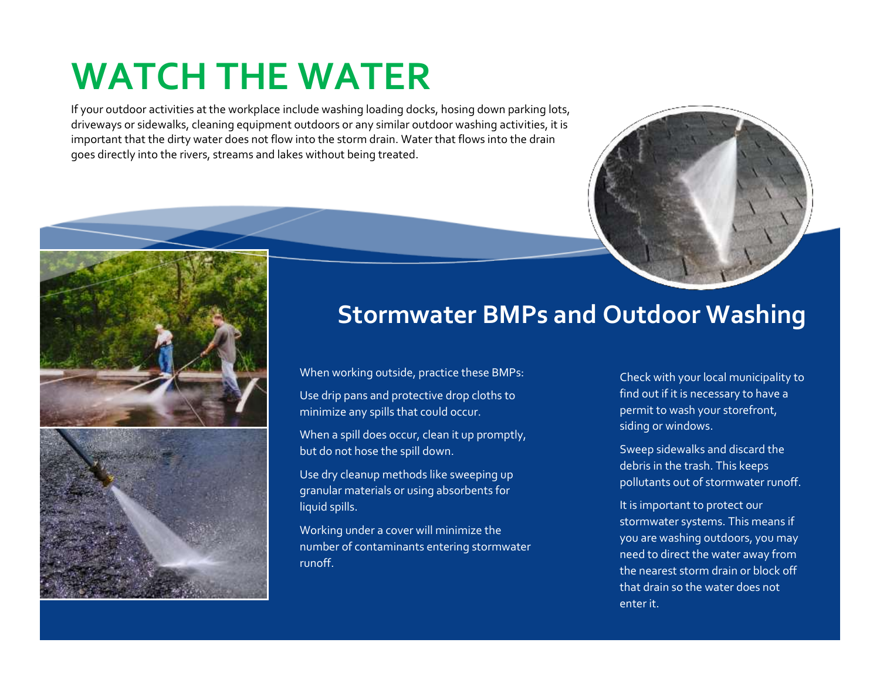# WATCH THE WATER

If your outdoor activities at the workplace include washing loading docks, hosing down parking lots, driveways or sidewalks, cleaning equipment outdoors or any similar outdoor washing activities, it is important that the dirty water does not flow into the storm drain. Water that flows into the drain goes directly into the rivers, streams and lakes without being treated.

## Stormwater BMPs and Outdoor Washing

When working outside, practice these BMPs:

Use drip pans and protective drop cloths to minimize any spills that could occur.

When a spill does occur, clean it up promptly, but do not hose the spill down.

Use dry cleanup methods like sweeping up granular materials or using absorbents for liquid spills.

Working under a cover will minimize the number of contaminants entering stormwater runoff.

Check with your local municipality to find out if it is necessary to have a permit to wash your storefront, siding or windows.

Sweep sidewalks and discard the debris in the trash. This keeps pollutants out of stormwater runoff.

It is important to protect our stormwater systems. This means if you are washing outdoors, you may need to direct the water away from the nearest storm drain or block off that drain so the water does not enter it.